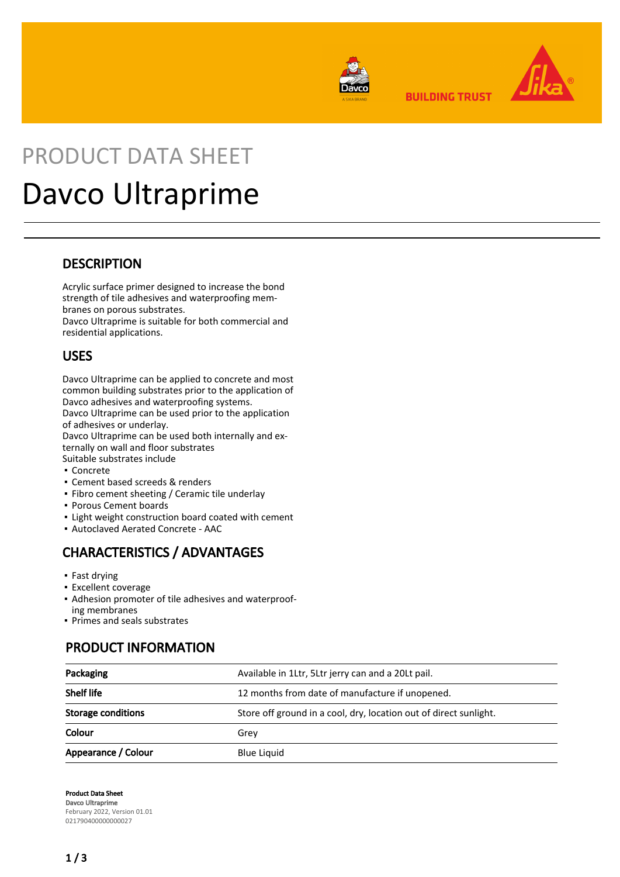PRODUCT DATA SHEET

# Davco Ultraprime

## DESCRIPTION

Acrylic surface primer designed to increase the bond strength of tile adhesives and waterproofing membranes on porous substrates.
Davco Ultraprime is suitable for both commercial and residential applications.

## USES

Davco Ultraprime can be applied to concrete and most common building substrates prior to the application of Davco adhesives and waterproofing systems.
Davco Ultraprime can be used prior to the application of adhesives or underlay.
Davco Ultraprime can be used both internally and externally on wall and floor substrates
Suitable substrates include

- Concrete
- Cement based screeds & renders
- Fibro cement sheeting / Ceramic tile underlay
- Porous Cement boards
- Light weight construction board coated with cement
- Autoclaved Aerated Concrete - AAC

## CHARACTERISTICS / ADVANTAGES

- Fast drying
- Excellent coverage
- Adhesion promoter of tile adhesives and waterproofing membranes
- Primes and seals substrates

## PRODUCT INFORMATION

| | |
|---|---|
| **Packaging** | Available in 1Ltr, 5Ltr jerry can and a 20Lt pail. |
| **Shelf life** | 12 months from date of manufacture if unopened. |
| **Storage conditions** | Store off ground in a cool, dry, location out of direct sunlight. |
| **Colour** | Grey |
| **Appearance / Colour** | Blue Liquid |

**Product Data Sheet**
Davco Ultraprime
February 2022, Version 01.01
021790400000000027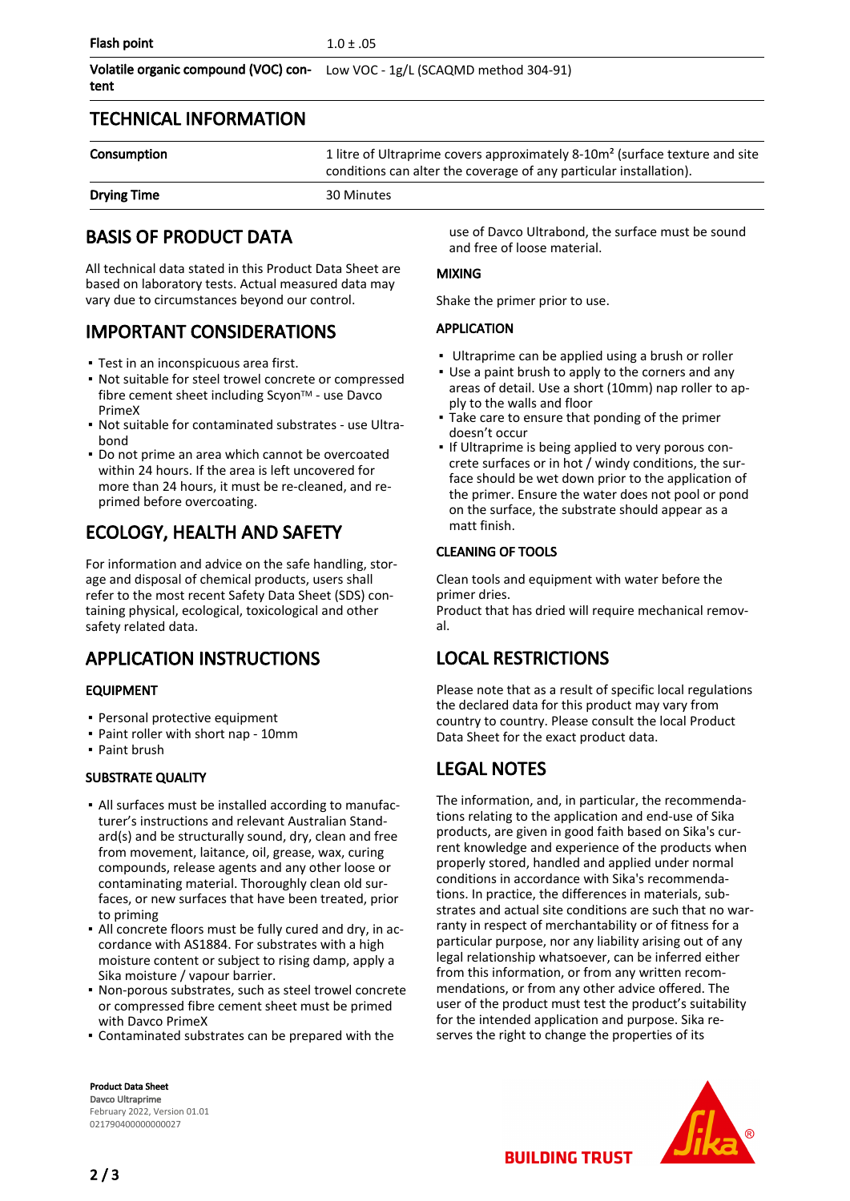| | |
|---|---|
| **Flash point** | 1.0 ± .05 |
| **Volatile organic compound (VOC) content** | Low VOC - 1g/L (SCAQMD method 304-91) |

## TECHNICAL INFORMATION

| | |
|---|---|
| **Consumption** | 1 litre of Ultraprime covers approximately 8-10m² (surface texture and site conditions can alter the coverage of any particular installation). |
| **Drying Time** | 30 Minutes |

## BASIS OF PRODUCT DATA

All technical data stated in this Product Data Sheet are based on laboratory tests. Actual measured data may vary due to circumstances beyond our control.

## IMPORTANT CONSIDERATIONS

- Test in an inconspicuous area first.
- Not suitable for steel trowel concrete or compressed fibre cement sheet including Scyon™ - use Davco PrimeX
- Not suitable for contaminated substrates - use Ultrabond
- Do not prime an area which cannot be overcoated within 24 hours. If the area is left uncovered for more than 24 hours, it must be re-cleaned, and re-primed before overcoating.

## ECOLOGY, HEALTH AND SAFETY

For information and advice on the safe handling, storage and disposal of chemical products, users shall refer to the most recent Safety Data Sheet (SDS) containing physical, ecological, toxicological and other safety related data.

## APPLICATION INSTRUCTIONS

### EQUIPMENT

- Personal protective equipment
- Paint roller with short nap - 10mm
- Paint brush

### SUBSTRATE QUALITY

- All surfaces must be installed according to manufacturer's instructions and relevant Australian Standard(s) and be structurally sound, dry, clean and free from movement, laitance, oil, grease, wax, curing compounds, release agents and any other loose or contaminating material. Thoroughly clean old surfaces, or new surfaces that have been treated, prior to priming
- All concrete floors must be fully cured and dry, in accordance with AS1884. For substrates with a high moisture content or subject to rising damp, apply a Sika moisture / vapour barrier.
- Non-porous substrates, such as steel trowel concrete or compressed fibre cement sheet must be primed with Davco PrimeX
- Contaminated substrates can be prepared with the use of Davco Ultrabond, the surface must be sound and free of loose material.

### MIXING

Shake the primer prior to use.

### APPLICATION

- Ultraprime can be applied using a brush or roller
- Use a paint brush to apply to the corners and any areas of detail. Use a short (10mm) nap roller to apply to the walls and floor
- Take care to ensure that ponding of the primer doesn't occur
- If Ultraprime is being applied to very porous concrete surfaces or in hot / windy conditions, the surface should be wet down prior to the application of the primer. Ensure the water does not pool or pond on the surface, the substrate should appear as a matt finish.

### CLEANING OF TOOLS

Clean tools and equipment with water before the primer dries.
Product that has dried will require mechanical removal.

## LOCAL RESTRICTIONS

Please note that as a result of specific local regulations the declared data for this product may vary from country to country. Please consult the local Product Data Sheet for the exact product data.

## LEGAL NOTES

The information, and, in particular, the recommendations relating to the application and end-use of Sika products, are given in good faith based on Sika's current knowledge and experience of the products when properly stored, handled and applied under normal conditions in accordance with Sika's recommendations. In practice, the differences in materials, substrates and actual site conditions are such that no warranty in respect of merchantability or of fitness for a particular purpose, nor any liability arising out of any legal relationship whatsoever, can be inferred either from this information, or from any written recommendations, or from any other advice offered. The user of the product must test the product's suitability for the intended application and purpose. Sika reserves the right to change the properties of its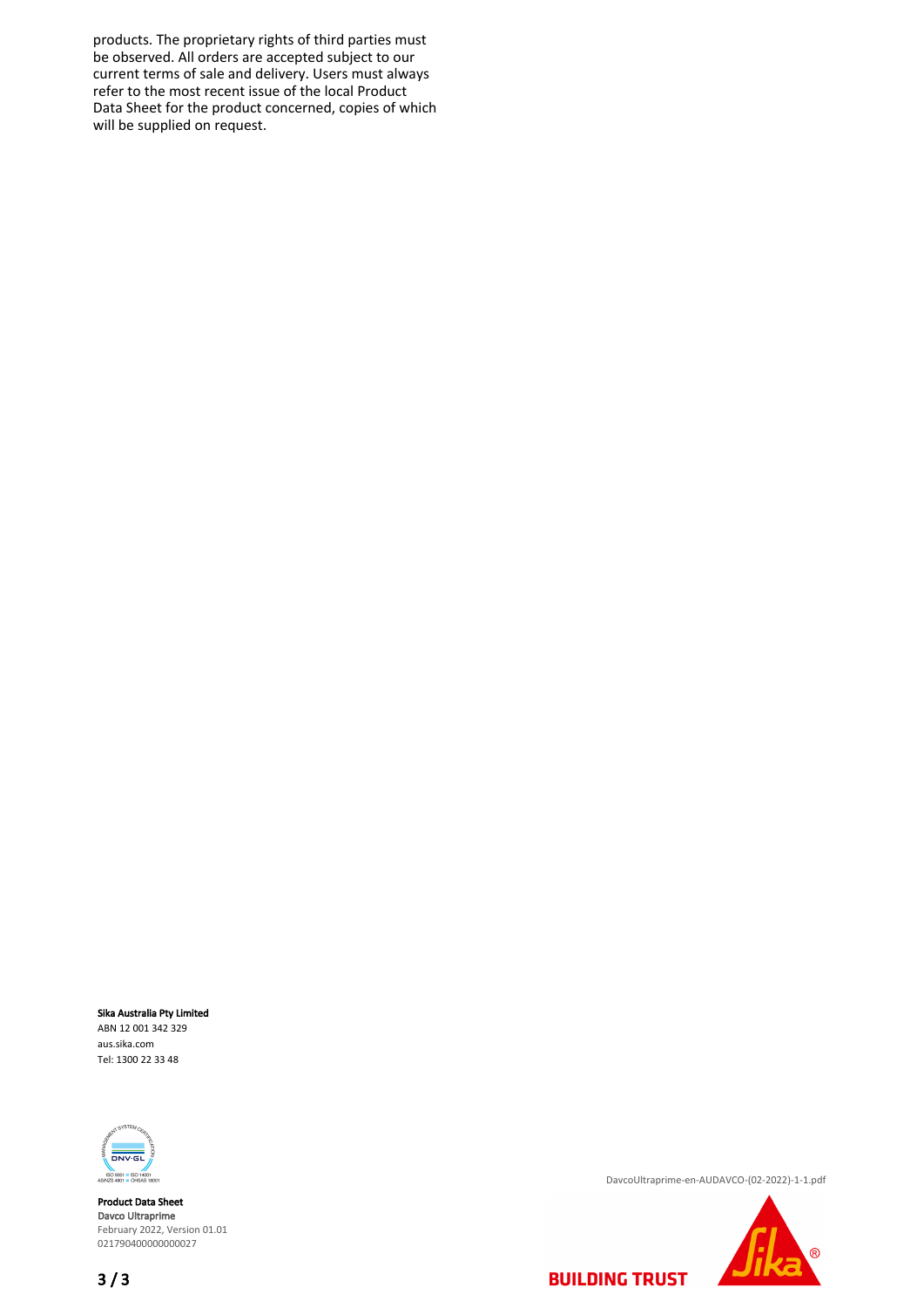products. The proprietary rights of third parties must be observed. All orders are accepted subject to our current terms of sale and delivery. Users must always refer to the most recent issue of the local Product Data Sheet for the product concerned, copies of which will be supplied on request.

**Sika Australia Pty Limited**
ABN 12 001 342 329
aus.sika.com
Tel: 1300 22 33 48

**Product Data Sheet**
Davco Ultraprime
February 2022, Version 01.01
021790400000000027

DavcoUltraprime-en-AUDAVCO-(02-2022)-1-1.pdf

BUILDING TRUST